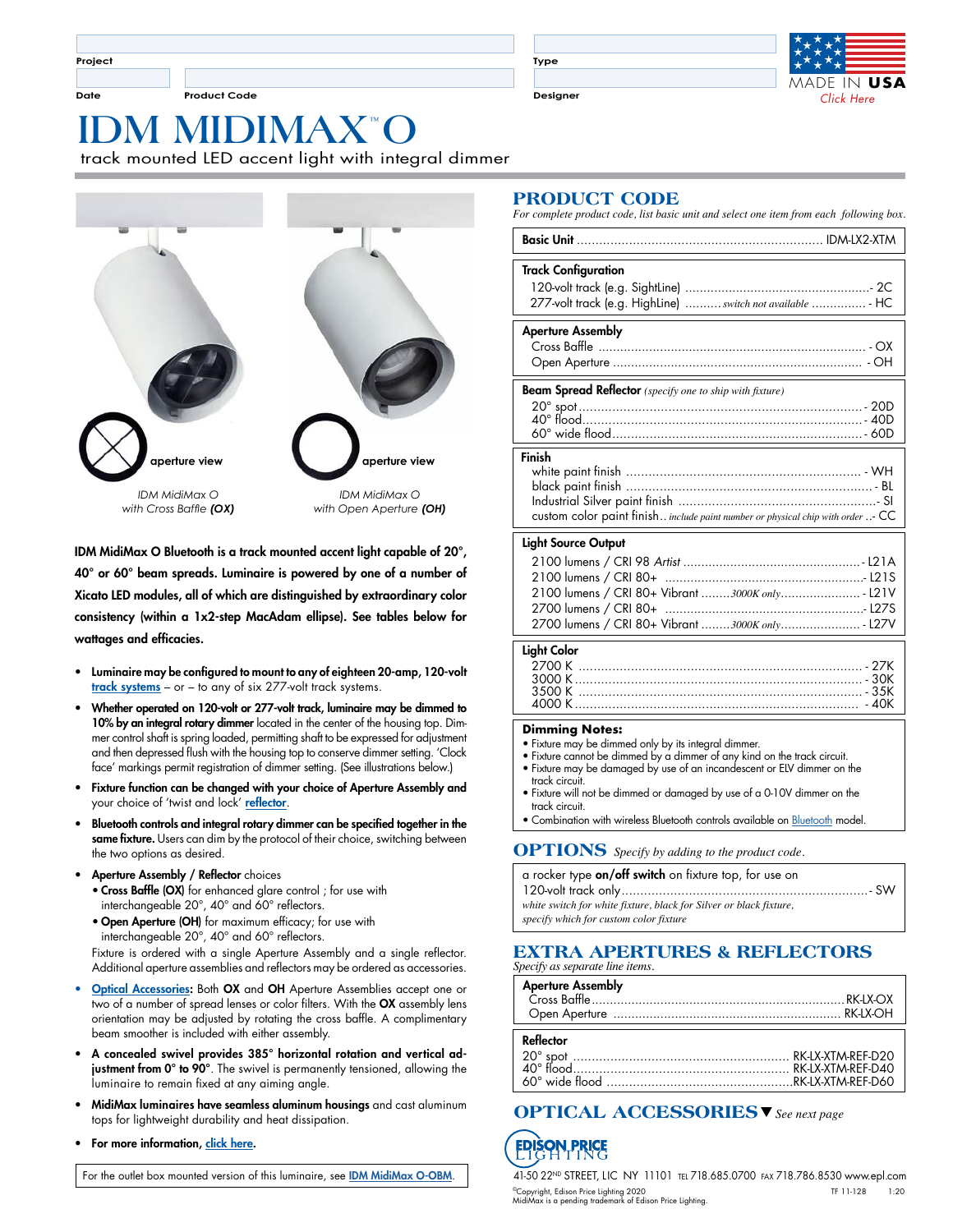Project

Date | Product Code

Type

Designer

MADE IN **USA**
*Click Here*

# IDM MIDIMAX™ O

track mounted LED accent light with integral dimmer

aperture view

*IDM MidiMax O with Cross Baffle* ***(OX)***

aperture view

*IDM MidiMax O with Open Aperture* ***(OH)***

**IDM MidiMax O Bluetooth is a track mounted accent light capable of 20°, 40° or 60° beam spreads. Luminaire is powered by one of a number of Xicato LED modules, all of which are distinguished by extraordinary color consistency (within a 1x2-step MacAdam ellipse). See tables below for wattages and efficacies.**

- **Luminaire may be configured to mount to any of eighteen 20-amp, 120-volt track systems** – or – to any of six 277-volt track systems.
- **Whether operated on 120-volt or 277-volt track, luminaire may be dimmed to 10% by an integral rotary dimmer** located in the center of the housing top. Dimmer control shaft is spring loaded, permitting shaft to be expressed for adjustment and then depressed flush with the housing top to conserve dimmer setting. 'Clock face' markings permit registration of dimmer setting. (See illustrations below.)
- **Fixture function can be changed with your choice of Aperture Assembly and** your choice of 'twist and lock' **reflector**.
- **Bluetooth controls and integral rotary dimmer can be specified together in the same fixture.** Users can dim by the protocol of their choice, switching between the two options as desired.
- **Aperture Assembly / Reflector** choices
  - **Cross Baffle (OX)** for enhanced glare control ; for use with interchangeable 20°, 40° and 60° reflectors.
  - **Open Aperture (OH)** for maximum efficacy; for use with interchangeable 20°, 40° and 60° reflectors.

  Fixture is ordered with a single Aperture Assembly and a single reflector. Additional aperture assemblies and reflectors may be ordered as accessories.
- **Optical Accessories:** Both **OX** and **OH** Aperture Assemblies accept one or two of a number of spread lenses or color filters. With the **OX** assembly lens orientation may be adjusted by rotating the cross baffle. A complimentary beam smoother is included with either assembly.
- **A concealed swivel provides 385° horizontal rotation and vertical adjustment from 0° to 90°**. The swivel is permanently tensioned, allowing the luminaire to remain fixed at any aiming angle.
- **MidiMax luminaires have seamless aluminum housings** and cast aluminum tops for lightweight durability and heat dissipation.
- **For more information, click here.**

For the outlet box mounted version of this luminaire, see **IDM MidiMax O-OBM**.

## PRODUCT CODE

*For complete product code, list basic unit and select one item from each following box.*

**Basic Unit** .......... IDM-LX2-XTM

**Track Configuration**
- 120-volt track (e.g. SightLine) .......... - 2C
- 277-volt track (e.g. HighLine) .......... *switch not available* .......... - HC

**Aperture Assembly**
- Cross Baffle .......... - OX
- Open Aperture .......... - OH

**Beam Spread Reflector** *(specify one to ship with fixture)*
- 20° spot .......... - 20D
- 40° flood .......... - 40D
- 60° wide flood .......... - 60D

**Finish**
- white paint finish .......... - WH
- black paint finish .......... - BL
- Industrial Silver paint finish .......... - SI
- custom color paint finish.. *include paint number or physical chip with order* ..- CC

**Light Source Output**
- 2100 lumens / CRI 98 *Artist* .......... - L21A
- 2100 lumens / CRI 80+ .......... - L21S
- 2100 lumens / CRI 80+ Vibrant .......... *3000K only* .......... - L21V
- 2700 lumens / CRI 80+ .......... - L27S
- 2700 lumens / CRI 80+ Vibrant .......... *3000K only* .......... - L27V

**Light Color**
- 2700 K .......... - 27K
- 3000 K .......... - 30K
- 3500 K .......... - 35K
- 4000 K .......... - 40K

**Dimming Notes:**
- Fixture may be dimmed only by its integral dimmer.
- Fixture cannot be dimmed by a dimmer of any kind on the track circuit.
- Fixture may be damaged by use of an incandescent or ELV dimmer on the track circuit.
- Fixture will not be dimmed or damaged by use of a 0-10V dimmer on the track circuit.
- Combination with wireless Bluetooth controls available on Bluetooth model.

## OPTIONS *Specify by adding to the product code.*

a rocker type **on/off switch** on fixture top, for use on 120-volt track only .......... - SW
*white switch for white fixture, black for Silver or black fixture, specify which for custom color fixture*

## EXTRA APERTURES & REFLECTORS

*Specify as separate line items.*

**Aperture Assembly**
- Cross Baffle .......... RK-LX-OX
- Open Aperture .......... RK-LX-OH

**Reflector**
- 20° spot .......... RK-LX-XTM-REF-D20
- 40° flood .......... RK-LX-XTM-REF-D40
- 60° wide flood .......... RK-LX-XTM-REF-D60

## OPTICAL ACCESSORIES ▼ *See next page*

EDISON PRICE LIGHTING

41-50 22ND STREET, LIC NY 11101 TEL 718.685.0700 FAX 718.786.8530 www.epl.com

©Copyright, Edison Price Lighting 2020
MidiMax is a pending trademark of Edison Price Lighting.

TF 11-128 1:20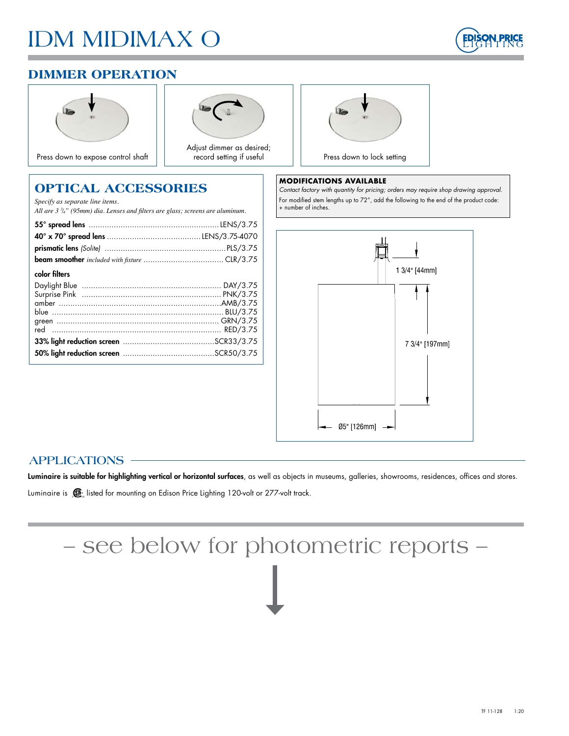# IDM MIDIMAX O

## DIMMER OPERATION

Press down to expose control shaft

Adjust dimmer as desired; record setting if useful

Press down to lock setting

## OPTICAL ACCESSORIES

*Specify as separate line items.*
*All are 3 ¾" (95mm) dia. Lenses and filters are glass; screens are aluminum.*

**55° spread lens** ........................ LENS/3.75
**40° x 70° spread lens** ........................ LENS/3.75-4070
**prismatic lens** *(Solite)* ........................ PLS/3.75
**beam smoother** *included with fixture* ........................ CLR/3.75

**color filters**

Daylight Blue ........................ DAY/3.75
Surprise Pink ........................ PNK/3.75
amber ........................ AMB/3.75
blue ........................ BLU/3.75
green ........................ GRN/3.75
red ........................ RED/3.75

**33% light reduction screen** ........................ SCR33/3.75
**50% light reduction screen** ........................ SCR50/3.75

### MODIFICATIONS AVAILABLE

*Contact factory with quantity for pricing; orders may require shop drawing approval.*

For modified stem lengths up to 72", add the following to the end of the product code: + number of inches.

1 3/4" [44mm]

7 3/4" [197mm]

Ø5" [126mm]

## APPLICATIONS

**Luminaire is suitable for highlighting vertical or horizontal surfaces**, as well as objects in museums, galleries, showrooms, residences, offices and stores.

Luminaire is CSA listed for mounting on Edison Price Lighting 120-volt or 277-volt track.

– see below for photometric reports –

TF 11-128 1:20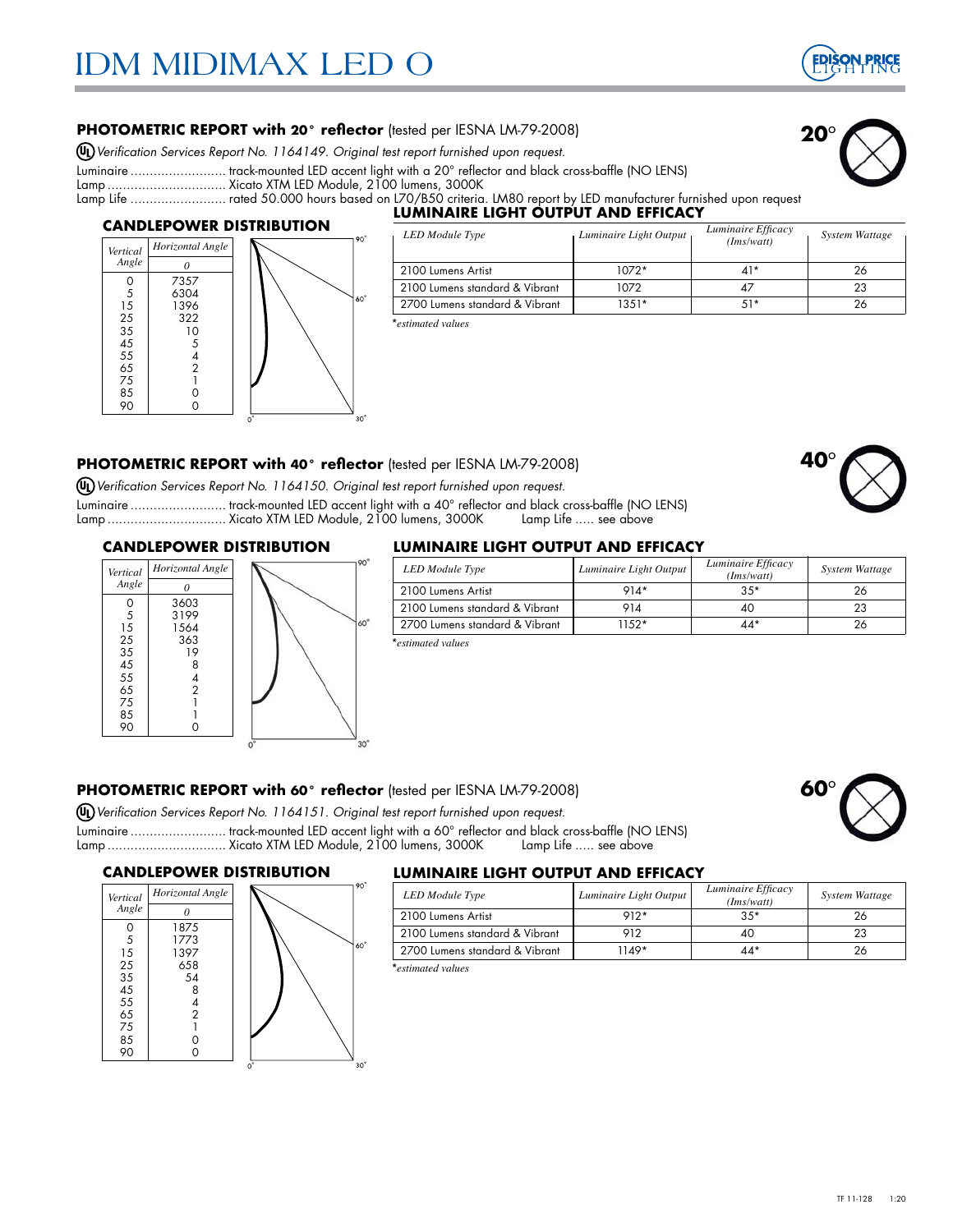# IDM MIDIMAX LED O

## PHOTOMETRIC REPORT with 20° reflector (tested per IESNA LM-79-2008)

*Verification Services Report No. 1164149. Original test report furnished upon request.*

Luminaire ......................... track-mounted LED accent light with a 20° reflector and black cross-baffle (NO LENS)
Lamp ............................... Xicato XTM LED Module, 2100 lumens, 3000K
Lamp Life ......................... rated 50.000 hours based on L70/B50 criteria. LM80 report by LED manufacturer furnished upon request

20°

### CANDLEPOWER DISTRIBUTION

| Vertical Angle | Horizontal Angle 0 |
|---|---|
| 0 | 7357 |
| 5 | 6304 |
| 15 | 1396 |
| 25 | 322 |
| 35 | 10 |
| 45 | 5 |
| 55 | 4 |
| 65 | 2 |
| 75 | 1 |
| 85 | 0 |
| 90 | 0 |

### LUMINAIRE LIGHT OUTPUT AND EFFICACY

| LED Module Type | Luminaire Light Output | Luminaire Efficacy (lms/watt) | System Wattage |
|---|---|---|---|
| 2100 Lumens Artist | 1072* | 41* | 26 |
| 2100 Lumens standard & Vibrant | 1072 | 47 | 23 |
| 2700 Lumens standard & Vibrant | 1351* | 51* | 26 |

*estimated values

## PHOTOMETRIC REPORT with 40° reflector (tested per IESNA LM-79-2008)

*Verification Services Report No. 1164150. Original test report furnished upon request.*

Luminaire ......................... track-mounted LED accent light with a 40° reflector and black cross-baffle (NO LENS)
Lamp ............................... Xicato XTM LED Module, 2100 lumens, 3000K     Lamp Life ..... see above

40°

### CANDLEPOWER DISTRIBUTION

| Vertical Angle | Horizontal Angle 0 |
|---|---|
| 0 | 3603 |
| 5 | 3199 |
| 15 | 1564 |
| 25 | 363 |
| 35 | 19 |
| 45 | 8 |
| 55 | 4 |
| 65 | 2 |
| 75 | 1 |
| 85 | 1 |
| 90 | 0 |

### LUMINAIRE LIGHT OUTPUT AND EFFICACY

| LED Module Type | Luminaire Light Output | Luminaire Efficacy (lms/watt) | System Wattage |
|---|---|---|---|
| 2100 Lumens Artist | 914* | 35* | 26 |
| 2100 Lumens standard & Vibrant | 914 | 40 | 23 |
| 2700 Lumens standard & Vibrant | 1152* | 44* | 26 |

*estimated values

## PHOTOMETRIC REPORT with 60° reflector (tested per IESNA LM-79-2008)

*Verification Services Report No. 1164151. Original test report furnished upon request.*

Luminaire ......................... track-mounted LED accent light with a 60° reflector and black cross-baffle (NO LENS)
Lamp ............................... Xicato XTM LED Module, 2100 lumens, 3000K     Lamp Life ..... see above

60°

### CANDLEPOWER DISTRIBUTION

| Vertical Angle | Horizontal Angle 0 |
|---|---|
| 0 | 1875 |
| 5 | 1773 |
| 15 | 1397 |
| 25 | 658 |
| 35 | 54 |
| 45 | 8 |
| 55 | 4 |
| 65 | 2 |
| 75 | 1 |
| 85 | 0 |
| 90 | 0 |

### LUMINAIRE LIGHT OUTPUT AND EFFICACY

| LED Module Type | Luminaire Light Output | Luminaire Efficacy (lms/watt) | System Wattage |
|---|---|---|---|
| 2100 Lumens Artist | 912* | 35* | 26 |
| 2100 Lumens standard & Vibrant | 912 | 40 | 23 |
| 2700 Lumens standard & Vibrant | 1149* | 44* | 26 |

*estimated values

TF 11-128     1:20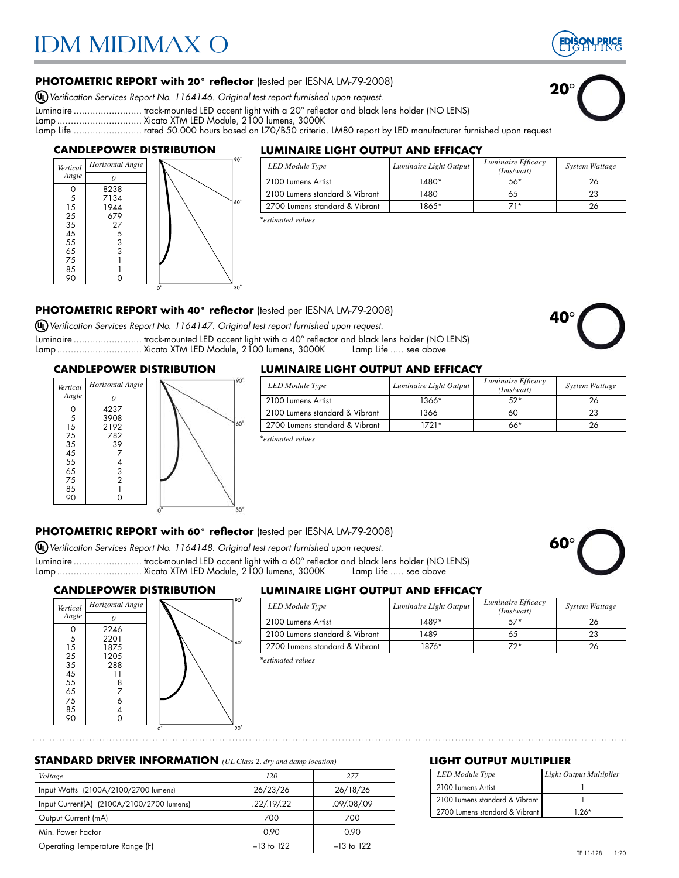# IDM MIDIMAX O

## PHOTOMETRIC REPORT with 20° reflector (tested per IESNA LM-79-2008)

*Verification Services Report No. 1164146. Original test report furnished upon request.*

Luminaire .......................... track-mounted LED accent light with a 20° reflector and black lens holder (NO LENS)
Lamp ............................... Xicato XTM LED Module, 2100 lumens, 3000K
Lamp Life .......................... rated 50.000 hours based on L70/B50 criteria. LM80 report by LED manufacturer furnished upon request

20°

### CANDLEPOWER DISTRIBUTION

| Vertical Angle | Horizontal Angle 0 |
|---|---|
| 0 | 8238 |
| 5 | 7134 |
| 15 | 1944 |
| 25 | 679 |
| 35 | 27 |
| 45 | 5 |
| 55 | 3 |
| 65 | 3 |
| 75 | 1 |
| 85 | 1 |
| 90 | 0 |

90°
60°
0°
30°

### LUMINAIRE LIGHT OUTPUT AND EFFICACY

| LED Module Type | Luminaire Light Output | Luminaire Efficacy (lms/watt) | System Wattage |
|---|---|---|---|
| 2100 Lumens Artist | 1480* | 56* | 26 |
| 2100 Lumens standard & Vibrant | 1480 | 65 | 23 |
| 2700 Lumens standard & Vibrant | 1865* | 71* | 26 |

*estimated values

## PHOTOMETRIC REPORT with 40° reflector (tested per IESNA LM-79-2008)

*Verification Services Report No. 1164147. Original test report furnished upon request.*

Luminaire .......................... track-mounted LED accent light with a 40° reflector and black lens holder (NO LENS)
Lamp ............................... Xicato XTM LED Module, 2100 lumens, 3000K Lamp Life ..... see above

40°

### CANDLEPOWER DISTRIBUTION

| Vertical Angle | Horizontal Angle 0 |
|---|---|
| 0 | 4237 |
| 5 | 3908 |
| 15 | 2192 |
| 25 | 782 |
| 35 | 39 |
| 45 | 7 |
| 55 | 4 |
| 65 | 3 |
| 75 | 2 |
| 85 | 1 |
| 90 | 0 |

90°
60°
0°
30°

### LUMINAIRE LIGHT OUTPUT AND EFFICACY

| LED Module Type | Luminaire Light Output | Luminaire Efficacy (lms/watt) | System Wattage |
|---|---|---|---|
| 2100 Lumens Artist | 1366* | 52* | 26 |
| 2100 Lumens standard & Vibrant | 1366 | 60 | 23 |
| 2700 Lumens standard & Vibrant | 1721* | 66* | 26 |

*estimated values

## PHOTOMETRIC REPORT with 60° reflector (tested per IESNA LM-79-2008)

*Verification Services Report No. 1164148. Original test report furnished upon request.*

Luminaire .......................... track-mounted LED accent light with a 60° reflector and black lens holder (NO LENS)
Lamp ............................... Xicato XTM LED Module, 2100 lumens, 3000K Lamp Life ..... see above

60°

### CANDLEPOWER DISTRIBUTION

| Vertical Angle | Horizontal Angle 0 |
|---|---|
| 0 | 2246 |
| 5 | 2201 |
| 15 | 1875 |
| 25 | 1205 |
| 35 | 288 |
| 45 | 11 |
| 55 | 8 |
| 65 | 7 |
| 75 | 6 |
| 85 | 4 |
| 90 | 0 |

90°
60°
0°
30°

### LUMINAIRE LIGHT OUTPUT AND EFFICACY

| LED Module Type | Luminaire Light Output | Luminaire Efficacy (lms/watt) | System Wattage |
|---|---|---|---|
| 2100 Lumens Artist | 1489* | 57* | 26 |
| 2100 Lumens standard & Vibrant | 1489 | 65 | 23 |
| 2700 Lumens standard & Vibrant | 1876* | 72* | 26 |

*estimated values

## STANDARD DRIVER INFORMATION *(UL Class 2, dry and damp location)*

| Voltage | 120 | 277 |
|---|---|---|
| Input Watts (2100A/2100/2700 lumens) | 26/23/26 | 26/18/26 |
| Input Current(A) (2100A/2100/2700 lumens) | .22/.19/.22 | .09/.08/.09 |
| Output Current (mA) | 700 | 700 |
| Min. Power Factor | 0.90 | 0.90 |
| Operating Temperature Range (F) | –13 to 122 | –13 to 122 |

## LIGHT OUTPUT MULTIPLIER

| LED Module Type | Light Output Multiplier |
|---|---|
| 2100 Lumens Artist | 1 |
| 2100 Lumens standard & Vibrant | 1 |
| 2700 Lumens standard & Vibrant | 1.26* |

TF 11-128 1:20